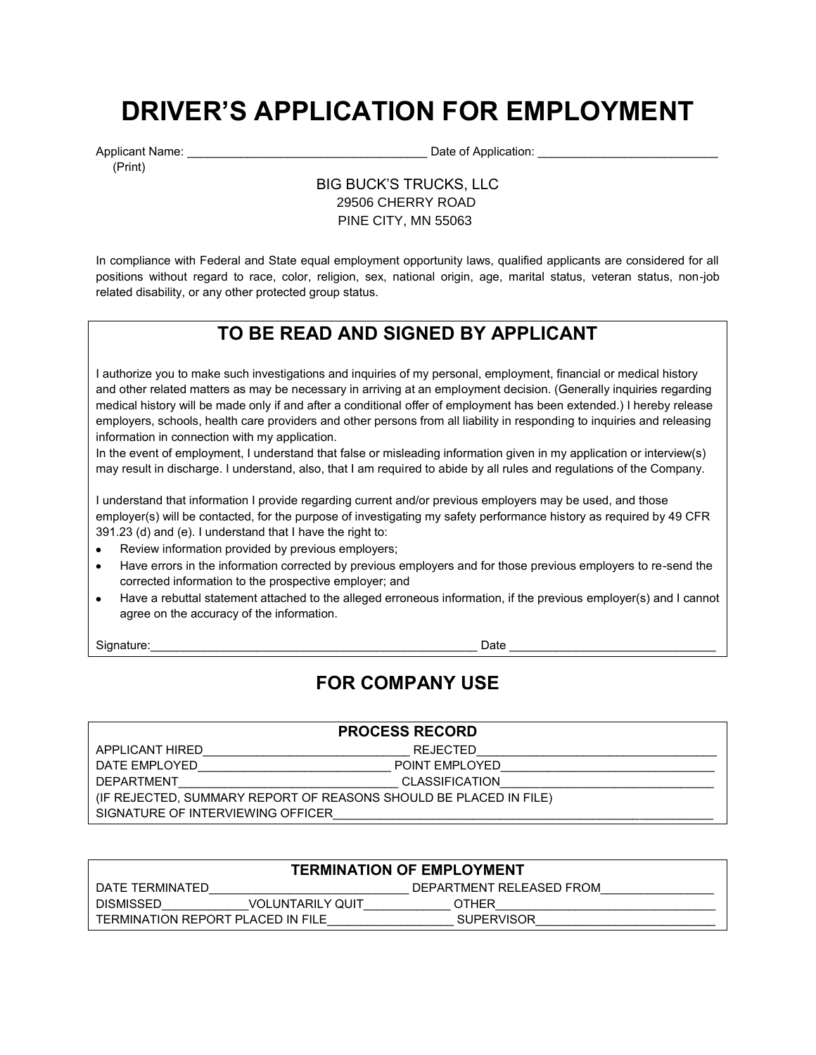# DRIVER'S APPLICATION FOR EMPLOYMENT

Applicant Name: ___________________________________ Date of Application: ___________________________
(Print)

BIG BUCK'S TRUCKS, LLC
29506 CHERRY ROAD
PINE CITY, MN 55063

In compliance with Federal and State equal employment opportunity laws, qualified applicants are considered for all positions without regard to race, color, religion, sex, national origin, age, marital status, veteran status, non-job related disability, or any other protected group status.

## TO BE READ AND SIGNED BY APPLICANT

I authorize you to make such investigations and inquiries of my personal, employment, financial or medical history and other related matters as may be necessary in arriving at an employment decision. (Generally inquiries regarding medical history will be made only if and after a conditional offer of employment has been extended.) I hereby release employers, schools, health care providers and other persons from all liability in responding to inquiries and releasing information in connection with my application.
In the event of employment, I understand that false or misleading information given in my application or interview(s) may result in discharge. I understand, also, that I am required to abide by all rules and regulations of the Company.

I understand that information I provide regarding current and/or previous employers may be used, and those employer(s) will be contacted, for the purpose of investigating my safety performance history as required by 49 CFR 391.23 (d) and (e). I understand that I have the right to:

- Review information provided by previous employers;
- Have errors in the information corrected by previous employers and for those previous employers to re-send the corrected information to the prospective employer; and
- Have a rebuttal statement attached to the alleged erroneous information, if the previous employer(s) and I cannot agree on the accuracy of the information.

Signature:_________________________________________________ Date _______________________________

## FOR COMPANY USE

### PROCESS RECORD

APPLICANT HIRED_______________________________ REJECTED____________________________________
DATE EMPLOYED____________________________ POINT EMPLOYED________________________________
DEPARTMENT________________________________ CLASSIFICATION________________________________
(IF REJECTED, SUMMARY REPORT OF REASONS SHOULD BE PLACED IN FILE)
SIGNATURE OF INTERVIEWING OFFICER__________________________________________________________

### TERMINATION OF EMPLOYMENT

DATE TERMINATED______________________________ DEPARTMENT RELEASED FROM________________
DISMISSED____________VOLUNTARILY QUIT____________ OTHER_________________________________
TERMINATION REPORT PLACED IN FILE__________________ SUPERVISOR___________________________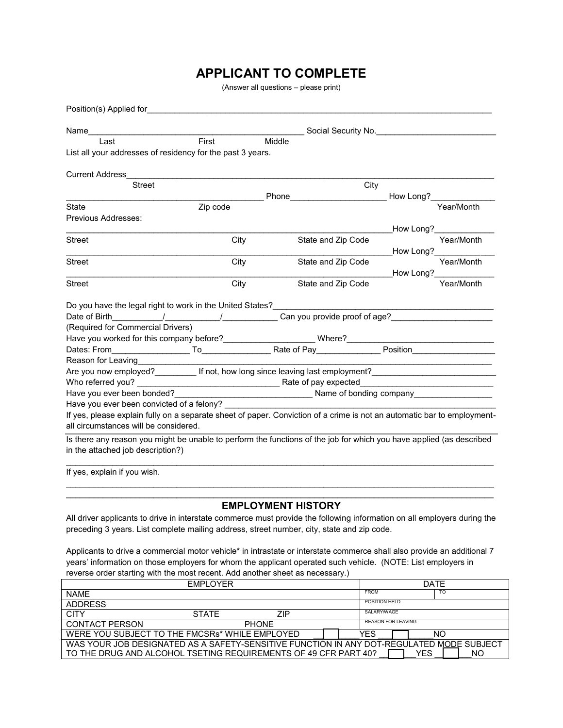# APPLICANT TO COMPLETE

(Answer all questions – please print)

Position(s) Applied for_______________________________________________________________________________

Name_______________________________________________ Social Security No.__________________________

Last First Middle

List all your addresses of residency for the past 3 years.

Current Address_________________________________________________________________________________

Street City

_________________________________________ Phone____________________ How Long?_____________

State Zip code Year/Month

Previous Addresses:

_____________________________________________________________________How Long?_____________

Street City State and Zip Code Year/Month

_____________________________________________________________________How Long?_____________

Street City State and Zip Code Year/Month

_____________________________________________________________________How Long?_____________

Street City State and Zip Code Year/Month

Do you have the legal right to work in the United States?_______________________________________________

Date of Birth__________/___________/____________ Can you provide proof of age?_____________________

(Required for Commercial Drivers)

Have you worked for this company before?___________________ Where?________________________________

Dates: From________________ To_______________ Rate of Pay_____________ Position__________________

Reason for Leaving_____________________________________________________________________________

Are you now employed?_________ If not, how long since leaving last employment?__________________________

Who referred you? _______________________________ Rate of pay expected______________________________

Have you ever been bonded?______________________________ Name of bonding company________________

Have you ever been convicted of a felony? ___________________________________________________________

If yes, please explain fully on a separate sheet of paper. Conviction of a crime is not an automatic bar to employment-all circumstances will be considered.

Is there any reason you might be unable to perform the functions of the job for which you have applied (as described in the attached job description?)

_____________________________________________________________________________________________

If yes, explain if you wish.

_____________________________________________________________________________________________

_____________________________________________________________________________________________

## EMPLOYMENT HISTORY

All driver applicants to drive in interstate commerce must provide the following information on all employers during the preceding 3 years. List complete mailing address, street number, city, state and zip code.

Applicants to drive a commercial motor vehicle* in intrastate or interstate commerce shall also provide an additional 7 years' information on those employers for whom the applicant operated such vehicle. (NOTE: List employers in reverse order starting with the most recent. Add another sheet as necessary.)

| EMPLOYER | | | DATE | |
|---|---|---|---|---|
| NAME | | | FROM | TO |
| ADDRESS | | | POSITION HELD | |
| CITY | STATE | ZIP | SALARY/WAGE | |
| CONTACT PERSON | PHONE | | REASON FOR LEAVING | |
| WERE YOU SUBJECT TO THE FMCSRs* WHILE EMPLOYED ☐ YES ☐ NO | | | | |
| WAS YOUR JOB DESIGNATED AS A SAFETY-SENSITIVE FUNCTION IN ANY DOT-REGULATED MODE SUBJECT TO THE DRUG AND ALCOHOL TSETING REQUIREMENTS OF 49 CFR PART 40? ☐ YES ☐ NO | | | | |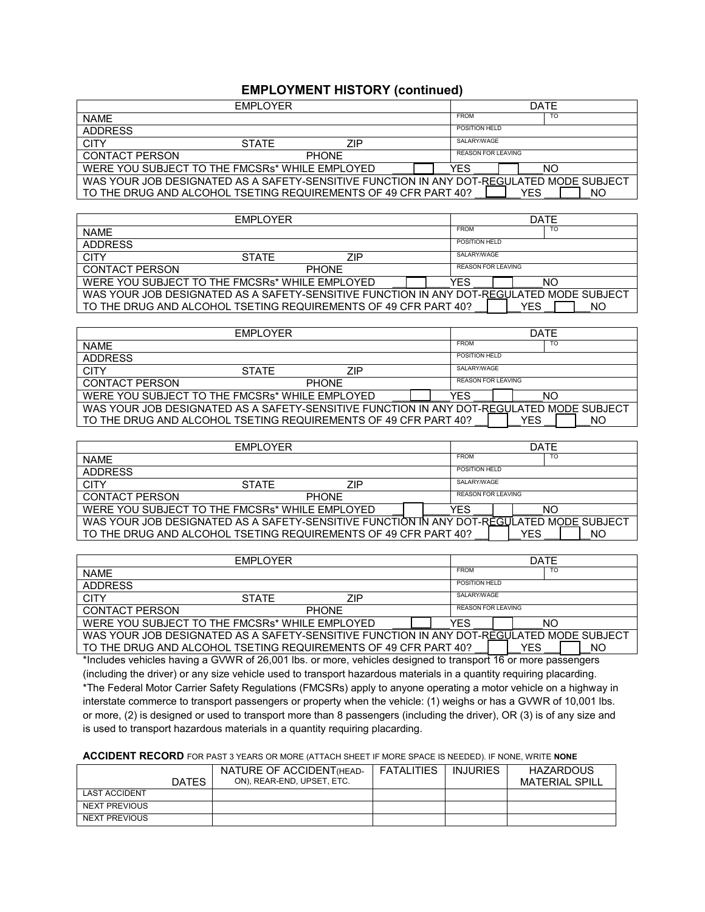## EMPLOYMENT HISTORY (continued)

| EMPLOYER | | | DATE | |
|---|---|---|---|---|
| NAME | | | FROM | TO |
| ADDRESS | | | POSITION HELD | |
| CITY | STATE | ZIP | SALARY/WAGE | |
| CONTACT PERSON | | PHONE | REASON FOR LEAVING | |
| WERE YOU SUBJECT TO THE FMCSRs* WHILE EMPLOYED ☐ YES ☐ NO | | | | |
| WAS YOUR JOB DESIGNATED AS A SAFETY-SENSITIVE FUNCTION IN ANY DOT-REGULATED MODE SUBJECT TO THE DRUG AND ALCOHOL TSETING REQUIREMENTS OF 49 CFR PART 40? ☐ YES ☐ NO | | | | |

| EMPLOYER | | | DATE | |
|---|---|---|---|---|
| NAME | | | FROM | TO |
| ADDRESS | | | POSITION HELD | |
| CITY | STATE | ZIP | SALARY/WAGE | |
| CONTACT PERSON | | PHONE | REASON FOR LEAVING | |
| WERE YOU SUBJECT TO THE FMCSRs* WHILE EMPLOYED ☐ YES ☐ NO | | | | |
| WAS YOUR JOB DESIGNATED AS A SAFETY-SENSITIVE FUNCTION IN ANY DOT-REGULATED MODE SUBJECT TO THE DRUG AND ALCOHOL TSETING REQUIREMENTS OF 49 CFR PART 40? ☐ YES ☐ NO | | | | |

| EMPLOYER | | | DATE | |
|---|---|---|---|---|
| NAME | | | FROM | TO |
| ADDRESS | | | POSITION HELD | |
| CITY | STATE | ZIP | SALARY/WAGE | |
| CONTACT PERSON | | PHONE | REASON FOR LEAVING | |
| WERE YOU SUBJECT TO THE FMCSRs* WHILE EMPLOYED ☐ YES ☐ NO | | | | |
| WAS YOUR JOB DESIGNATED AS A SAFETY-SENSITIVE FUNCTION IN ANY DOT-REGULATED MODE SUBJECT TO THE DRUG AND ALCOHOL TSETING REQUIREMENTS OF 49 CFR PART 40? ☐ YES ☐ NO | | | | |

| EMPLOYER | | | DATE | |
|---|---|---|---|---|
| NAME | | | FROM | TO |
| ADDRESS | | | POSITION HELD | |
| CITY | STATE | ZIP | SALARY/WAGE | |
| CONTACT PERSON | | PHONE | REASON FOR LEAVING | |
| WERE YOU SUBJECT TO THE FMCSRs* WHILE EMPLOYED ☐ YES ☐ NO | | | | |
| WAS YOUR JOB DESIGNATED AS A SAFETY-SENSITIVE FUNCTION IN ANY DOT-REGULATED MODE SUBJECT TO THE DRUG AND ALCOHOL TSETING REQUIREMENTS OF 49 CFR PART 40? ☐ YES ☐ NO | | | | |

| EMPLOYER | | | DATE | |
|---|---|---|---|---|
| NAME | | | FROM | TO |
| ADDRESS | | | POSITION HELD | |
| CITY | STATE | ZIP | SALARY/WAGE | |
| CONTACT PERSON | | PHONE | REASON FOR LEAVING | |
| WERE YOU SUBJECT TO THE FMCSRs* WHILE EMPLOYED ☐ YES ☐ NO | | | | |
| WAS YOUR JOB DESIGNATED AS A SAFETY-SENSITIVE FUNCTION IN ANY DOT-REGULATED MODE SUBJECT TO THE DRUG AND ALCOHOL TSETING REQUIREMENTS OF 49 CFR PART 40? ☐ YES ☐ NO | | | | |

*Includes vehicles having a GVWR of 26,001 lbs. or more, vehicles designed to transport 16 or more passengers (including the driver) or any size vehicle used to transport hazardous materials in a quantity requiring placarding.

*The Federal Motor Carrier Safety Regulations (FMCSRs) apply to anyone operating a motor vehicle on a highway in interstate commerce to transport passengers or property when the vehicle: (1) weighs or has a GVWR of 10,001 lbs. or more, (2) is designed or used to transport more than 8 passengers (including the driver), OR (3) is of any size and is used to transport hazardous materials in a quantity requiring placarding.

**ACCIDENT RECORD** FOR PAST 3 YEARS OR MORE (ATTACH SHEET IF MORE SPACE IS NEEDED). IF NONE, WRITE **NONE**

| DATES | NATURE OF ACCIDENT (HEAD-ON), REAR-END, UPSET, ETC. | FATALITIES | INJURIES | HAZARDOUS MATERIAL SPILL |
|---|---|---|---|---|
| LAST ACCIDENT | | | | |
| NEXT PREVIOUS | | | | |
| NEXT PREVIOUS | | | | |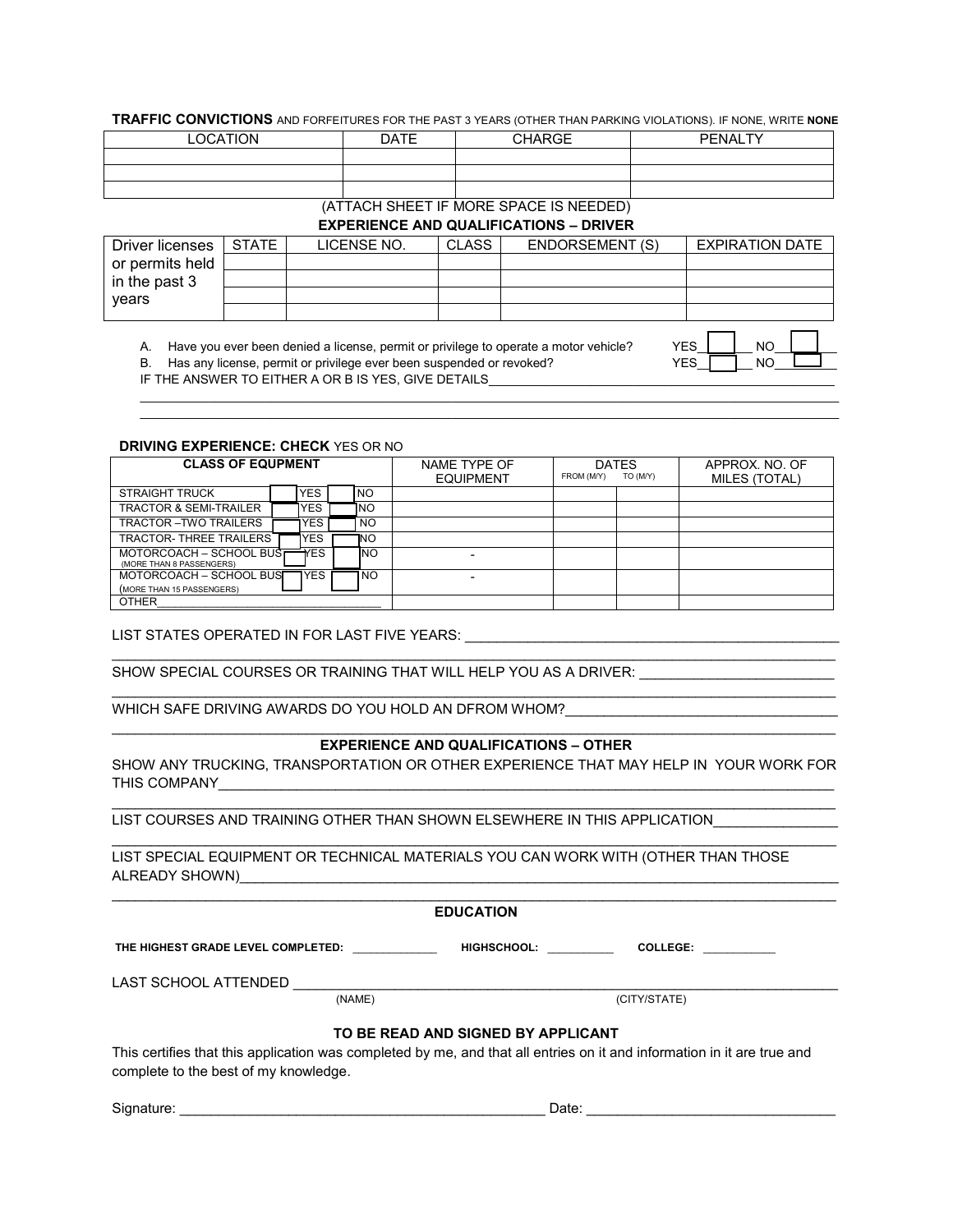**TRAFFIC CONVICTIONS** AND FORFEITURES FOR THE PAST 3 YEARS (OTHER THAN PARKING VIOLATIONS). IF NONE, WRITE **NONE**

| LOCATION | DATE | CHARGE | PENALTY |
|---|---|---|---|
| | | | |
| | | | |
| | | | |

(ATTACH SHEET IF MORE SPACE IS NEEDED)

**EXPERIENCE AND QUALIFICATIONS – DRIVER**

| Driver licenses or permits held in the past 3 years | STATE | LICENSE NO. | CLASS | ENDORSEMENT (S) | EXPIRATION DATE |
|---|---|---|---|---|---|
| | | | | | |
| | | | | | |
| | | | | | |
| | | | | | |

A. Have you ever been denied a license, permit or privilege to operate a motor vehicle? YES___ NO___

B. Has any license, permit or privilege ever been suspended or revoked? YES___ NO___

IF THE ANSWER TO EITHER A OR B IS YES, GIVE DETAILS________________________________________________

________________________________________________________________________________________

________________________________________________________________________________________

**DRIVING EXPERIENCE: CHECK** YES OR NO

| CLASS OF EQUPMENT | NAME TYPE OF EQUIPMENT | DATES FROM (M/Y) | TO (M/Y) | APPROX. NO. OF MILES (TOTAL) |
|---|---|---|---|---|
| STRAIGHT TRUCK ☐ YES ☐ NO | | | | |
| TRACTOR & SEMI-TRAILER ☐ YES ☐ NO | | | | |
| TRACTOR –TWO TRAILERS ☐ YES ☐ NO | | | | |
| TRACTOR- THREE TRAILERS ☐ YES ☐ NO | | | | |
| MOTORCOACH – SCHOOL BUS (MORE THAN 8 PASSENGERS) ☐ YES ☐ NO | - | | | |
| MOTORCOACH – SCHOOL BUS (MORE THAN 15 PASSENGERS) ☐ YES ☐ NO | - | | | |
| OTHER________________________________ | | | | |

LIST STATES OPERATED IN FOR LAST FIVE YEARS: ________________________________________________

________________________________________________________________________________________

SHOW SPECIAL COURSES OR TRAINING THAT WILL HELP YOU AS A DRIVER: ________________________

________________________________________________________________________________________

WHICH SAFE DRIVING AWARDS DO YOU HOLD AN DFROM WHOM?__________________________________

________________________________________________________________________________________

**EXPERIENCE AND QUALIFICATIONS – OTHER**

SHOW ANY TRUCKING, TRANSPORTATION OR OTHER EXPERIENCE THAT MAY HELP IN YOUR WORK FOR THIS COMPANY________________________________________________________________________________

________________________________________________________________________________________

LIST COURSES AND TRAINING OTHER THAN SHOWN ELSEWHERE IN THIS APPLICATION_______________

________________________________________________________________________________________

LIST SPECIAL EQUIPMENT OR TECHNICAL MATERIALS YOU CAN WORK WITH (OTHER THAN THOSE ALREADY SHOWN)________________________________________________________________________

________________________________________________________________________________________

**EDUCATION**

**THE HIGHEST GRADE LEVEL COMPLETED:** _____________ **HIGHSCHOOL:** __________ **COLLEGE:** ___________

LAST SCHOOL ATTENDED ________________________________________________________________________
(NAME) (CITY/STATE)

**TO BE READ AND SIGNED BY APPLICANT**

This certifies that this application was completed by me, and that all entries on it and information in it are true and complete to the best of my knowledge.

Signature: _______________________________________________ Date: _______________________________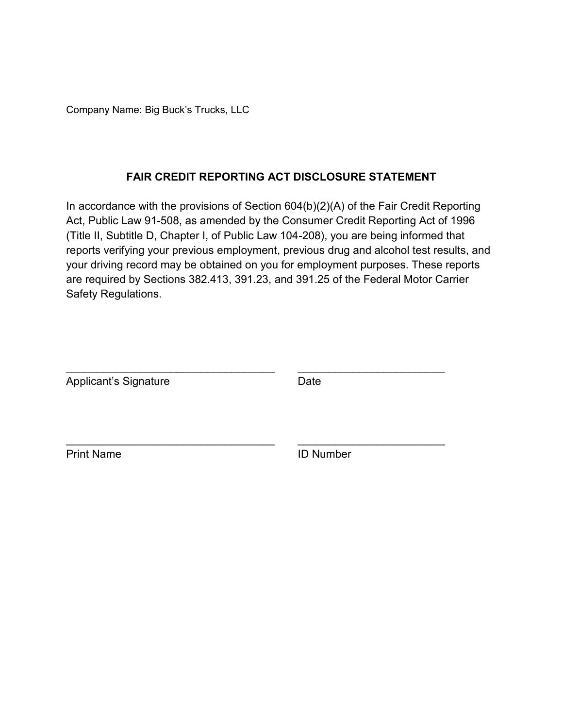Company Name: Big Buck's Trucks, LLC

## FAIR CREDIT REPORTING ACT DISCLOSURE STATEMENT

In accordance with the provisions of Section 604(b)(2)(A) of the Fair Credit Reporting Act, Public Law 91-508, as amended by the Consumer Credit Reporting Act of 1996 (Title II, Subtitle D, Chapter I, of Public Law 104-208), you are being informed that reports verifying your previous employment, previous drug and alcohol test results, and your driving record may be obtained on you for employment purposes. These reports are required by Sections 382.413, 391.23, and 391.25 of the Federal Motor Carrier Safety Regulations.

___________________________________ &nbsp;&nbsp;&nbsp;&nbsp; _________________________
Applicant's Signature &nbsp;&nbsp;&nbsp;&nbsp; Date

___________________________________ &nbsp;&nbsp;&nbsp;&nbsp; _________________________
Print Name &nbsp;&nbsp;&nbsp;&nbsp; ID Number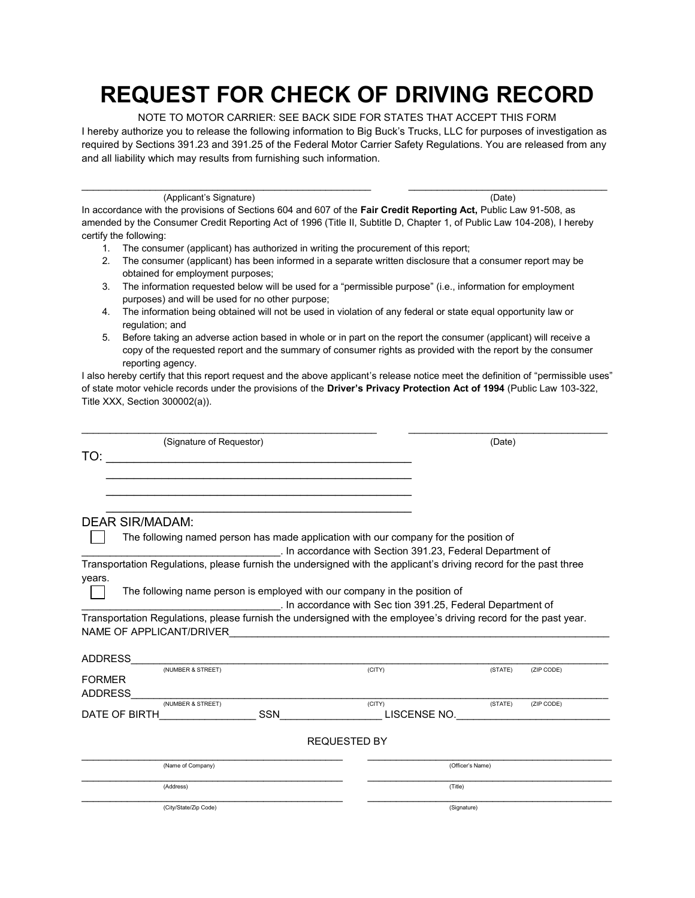# REQUEST FOR CHECK OF DRIVING RECORD

NOTE TO MOTOR CARRIER: SEE BACK SIDE FOR STATES THAT ACCEPT THIS FORM

I hereby authorize you to release the following information to Big Buck's Trucks, LLC for purposes of investigation as required by Sections 391.23 and 391.25 of the Federal Motor Carrier Safety Regulations. You are released from any and all liability which may results from furnishing such information.

\_\_\_\_\_\_\_\_\_\_\_\_\_\_\_\_\_\_\_\_\_\_\_\_\_\_\_\_\_\_\_\_\_\_\_\_\_\_\_\_\_\_\_\_ \_\_\_\_\_\_\_\_\_\_\_\_\_\_\_\_\_\_\_\_\_\_\_\_\_\_\_\_\_\_\_\_

(Applicant's Signature) (Date)

In accordance with the provisions of Sections 604 and 607 of the **Fair Credit Reporting Act,** Public Law 91-508, as amended by the Consumer Credit Reporting Act of 1996 (Title II, Subtitle D, Chapter 1, of Public Law 104-208), I hereby certify the following:

1. The consumer (applicant) has authorized in writing the procurement of this report;
2. The consumer (applicant) has been informed in a separate written disclosure that a consumer report may be obtained for employment purposes;
3. The information requested below will be used for a "permissible purpose" (i.e., information for employment purposes) and will be used for no other purpose;
4. The information being obtained will not be used in violation of any federal or state equal opportunity law or regulation; and
5. Before taking an adverse action based in whole or in part on the report the consumer (applicant) will receive a copy of the requested report and the summary of consumer rights as provided with the report by the consumer reporting agency.

I also hereby certify that this report request and the above applicant's release notice meet the definition of "permissible uses" of state motor vehicle records under the provisions of the **Driver's Privacy Protection Act of 1994** (Public Law 103-322, Title XXX, Section 300002(a)).

\_\_\_\_\_\_\_\_\_\_\_\_\_\_\_\_\_\_\_\_\_\_\_\_\_\_\_\_\_\_\_\_\_\_\_\_\_\_\_\_\_\_\_\_ \_\_\_\_\_\_\_\_\_\_\_\_\_\_\_\_\_\_\_\_\_\_\_\_\_\_\_\_\_\_\_\_

(Signature of Requestor) (Date)

TO: \_\_\_\_\_\_\_\_\_\_\_\_\_\_\_\_\_\_\_\_\_\_\_\_\_\_\_\_\_\_\_\_\_\_\_\_\_\_\_\_\_\_\_\_

\_\_\_\_\_\_\_\_\_\_\_\_\_\_\_\_\_\_\_\_\_\_\_\_\_\_\_\_\_\_\_\_\_\_\_\_\_\_\_\_\_\_\_\_

\_\_\_\_\_\_\_\_\_\_\_\_\_\_\_\_\_\_\_\_\_\_\_\_\_\_\_\_\_\_\_\_\_\_\_\_\_\_\_\_\_\_\_\_

\_\_\_\_\_\_\_\_\_\_\_\_\_\_\_\_\_\_\_\_\_\_\_\_\_\_\_\_\_\_\_\_\_\_\_\_\_\_\_\_\_\_\_\_

DEAR SIR/MADAM:

☐ The following named person has made application with our company for the position of \_\_\_\_\_\_\_\_\_\_\_\_\_\_\_\_\_\_\_\_\_\_\_\_\_\_\_\_\_\_. In accordance with Section 391.23, Federal Department of Transportation Regulations, please furnish the undersigned with the applicant's driving record for the past three years.

☐ The following name person is employed with our company in the position of \_\_\_\_\_\_\_\_\_\_\_\_\_\_\_\_\_\_\_\_\_\_\_\_\_\_\_\_\_\_. In accordance with Sec tion 391.25, Federal Department of Transportation Regulations, please furnish the undersigned with the employee's driving record for the past year.

NAME OF APPLICANT/DRIVER\_\_\_\_\_\_\_\_\_\_\_\_\_\_\_\_\_\_\_\_\_\_\_\_\_\_\_\_\_\_\_\_\_\_\_\_\_\_\_\_\_\_\_\_\_\_\_\_\_\_

ADDRESS\_\_\_\_\_\_\_\_\_\_\_\_\_\_\_\_\_\_\_\_\_\_\_\_\_\_\_\_\_\_\_\_\_\_\_\_\_\_\_\_\_\_\_\_\_\_\_\_\_\_\_\_\_\_\_\_\_\_\_\_

(NUMBER & STREET) (CITY) (STATE) (ZIP CODE)

FORMER ADDRESS\_\_\_\_\_\_\_\_\_\_\_\_\_\_\_\_\_\_\_\_\_\_\_\_\_\_\_\_\_\_\_\_\_\_\_\_\_\_\_\_\_\_\_\_\_\_\_\_\_\_\_\_\_\_

(NUMBER & STREET) (CITY) (STATE) (ZIP CODE)

DATE OF BIRTH\_\_\_\_\_\_\_\_\_\_\_\_\_\_\_\_ SSN\_\_\_\_\_\_\_\_\_\_\_\_\_\_\_\_\_ LISCENSE NO.\_\_\_\_\_\_\_\_\_\_\_\_\_\_\_\_\_\_\_\_\_\_\_\_\_\_

REQUESTED BY

| | |
|---|---|
| \_\_\_\_\_\_\_\_\_\_\_\_\_\_\_\_\_\_\_\_\_\_\_\_ (Name of Company) | \_\_\_\_\_\_\_\_\_\_\_\_\_\_\_\_\_\_\_\_\_\_\_\_ (Officer's Name) |
| \_\_\_\_\_\_\_\_\_\_\_\_\_\_\_\_\_\_\_\_\_\_\_\_ (Address) | \_\_\_\_\_\_\_\_\_\_\_\_\_\_\_\_\_\_\_\_\_\_\_\_ (Title) |
| \_\_\_\_\_\_\_\_\_\_\_\_\_\_\_\_\_\_\_\_\_\_\_\_ (City/State/Zip Code) | \_\_\_\_\_\_\_\_\_\_\_\_\_\_\_\_\_\_\_\_\_\_\_\_ (Signature) |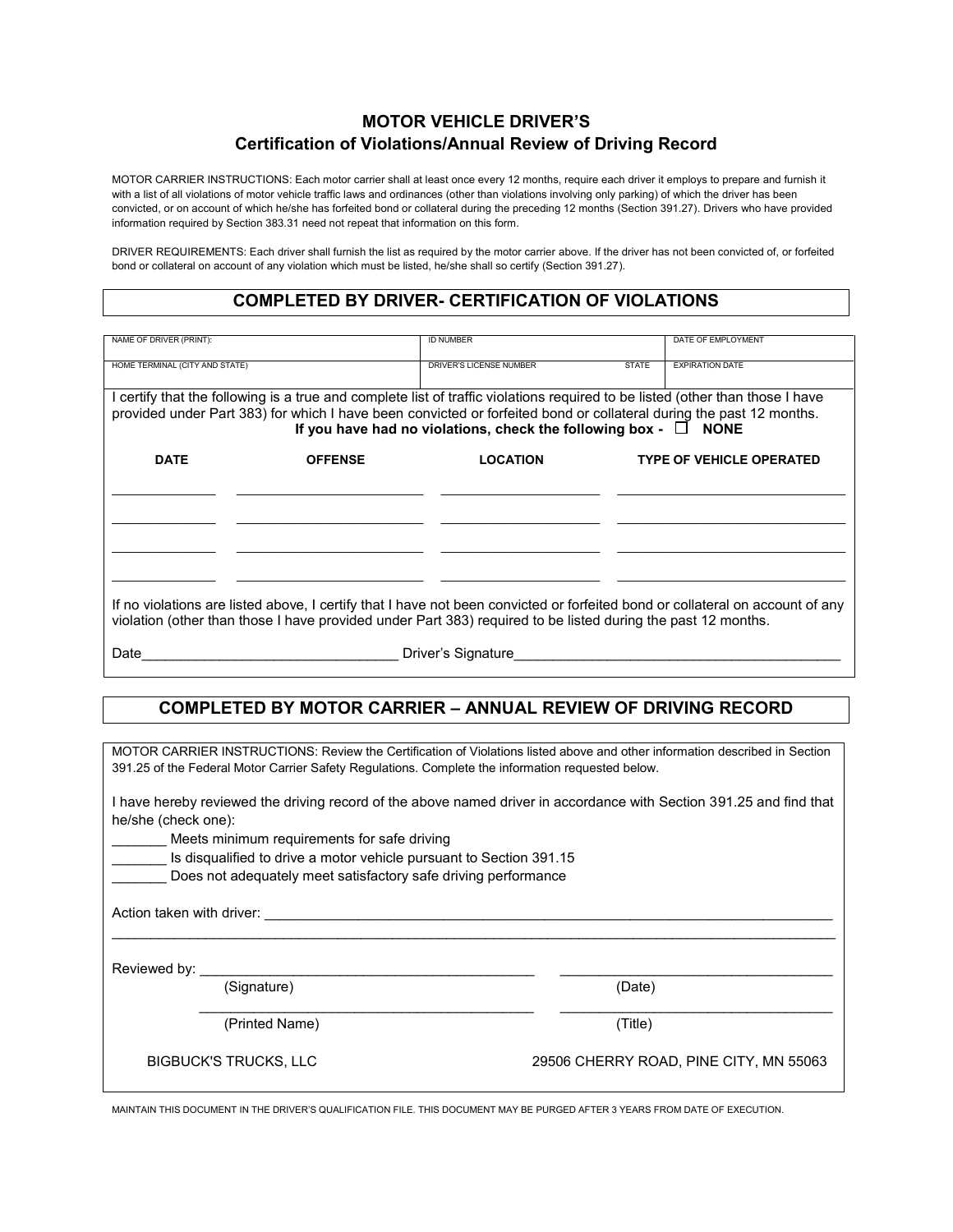# MOTOR VEHICLE DRIVER'S
## Certification of Violations/Annual Review of Driving Record

MOTOR CARRIER INSTRUCTIONS: Each motor carrier shall at least once every 12 months, require each driver it employs to prepare and furnish it with a list of all violations of motor vehicle traffic laws and ordinances (other than violations involving only parking) of which the driver has been convicted, or on account of which he/she has forfeited bond or collateral during the preceding 12 months (Section 391.27). Drivers who have provided information required by Section 383.31 need not repeat that information on this form.

DRIVER REQUIREMENTS: Each driver shall furnish the list as required by the motor carrier above. If the driver has not been convicted of, or forfeited bond or collateral on account of any violation which must be listed, he/she shall so certify (Section 391.27).

## COMPLETED BY DRIVER- CERTIFICATION OF VIOLATIONS

| NAME OF DRIVER (PRINT): | ID NUMBER | | DATE OF EMPLOYMENT |
|---|---|---|---|
| HOME TERMINAL (CITY AND STATE) | DRIVER'S LICENSE NUMBER | STATE | EXPIRATION DATE |

I certify that the following is a true and complete list of traffic violations required to be listed (other than those I have provided under Part 383) for which I have been convicted or forfeited bond or collateral during the past 12 months.

**If you have had no violations, check the following box - ☐ NONE**

| DATE | OFFENSE | LOCATION | TYPE OF VEHICLE OPERATED |
|---|---|---|---|
| ______________ | ______________ | ______________ | ______________ |
| ______________ | ______________ | ______________ | ______________ |
| ______________ | ______________ | ______________ | ______________ |
| ______________ | ______________ | ______________ | ______________ |

If no violations are listed above, I certify that I have not been convicted or forfeited bond or collateral on account of any violation (other than those I have provided under Part 383) required to be listed during the past 12 months.

Date________________________________ Driver's Signature__________________________________________

## COMPLETED BY MOTOR CARRIER – ANNUAL REVIEW OF DRIVING RECORD

MOTOR CARRIER INSTRUCTIONS: Review the Certification of Violations listed above and other information described in Section 391.25 of the Federal Motor Carrier Safety Regulations. Complete the information requested below.

I have hereby reviewed the driving record of the above named driver in accordance with Section 391.25 and find that he/she (check one):

_______ Meets minimum requirements for safe driving
_______ Is disqualified to drive a motor vehicle pursuant to Section 391.15
_______ Does not adequately meet satisfactory safe driving performance

Action taken with driver: ___________________________________________________________________________
__________________________________________________________________________________________________

Reviewed by: ___________________________________________ ___________________________________
(Signature) (Date)

___________________________________________ ___________________________________
(Printed Name) (Title)

BIGBUCK'S TRUCKS, LLC 29506 CHERRY ROAD, PINE CITY, MN 55063

MAINTAIN THIS DOCUMENT IN THE DRIVER'S QUALIFICATION FILE. THIS DOCUMENT MAY BE PURGED AFTER 3 YEARS FROM DATE OF EXECUTION.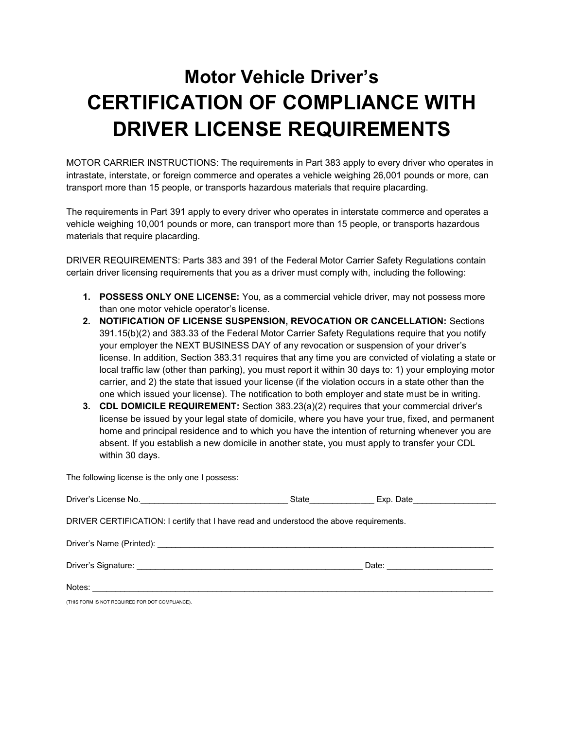# Motor Vehicle Driver's CERTIFICATION OF COMPLIANCE WITH DRIVER LICENSE REQUIREMENTS

MOTOR CARRIER INSTRUCTIONS: The requirements in Part 383 apply to every driver who operates in intrastate, interstate, or foreign commerce and operates a vehicle weighing 26,001 pounds or more, can transport more than 15 people, or transports hazardous materials that require placarding.

The requirements in Part 391 apply to every driver who operates in interstate commerce and operates a vehicle weighing 10,001 pounds or more, can transport more than 15 people, or transports hazardous materials that require placarding.

DRIVER REQUIREMENTS: Parts 383 and 391 of the Federal Motor Carrier Safety Regulations contain certain driver licensing requirements that you as a driver must comply with, including the following:

1. **POSSESS ONLY ONE LICENSE:** You, as a commercial vehicle driver, may not possess more than one motor vehicle operator's license.
2. **NOTIFICATION OF LICENSE SUSPENSION, REVOCATION OR CANCELLATION:** Sections 391.15(b)(2) and 383.33 of the Federal Motor Carrier Safety Regulations require that you notify your employer the NEXT BUSINESS DAY of any revocation or suspension of your driver's license. In addition, Section 383.31 requires that any time you are convicted of violating a state or local traffic law (other than parking), you must report it within 30 days to: 1) your employing motor carrier, and 2) the state that issued your license (if the violation occurs in a state other than the one which issued your license). The notification to both employer and state must be in writing.
3. **CDL DOMICILE REQUIREMENT:** Section 383.23(a)(2) requires that your commercial driver's license be issued by your legal state of domicile, where you have your true, fixed, and permanent home and principal residence and to which you have the intention of returning whenever you are absent. If you establish a new domicile in another state, you must apply to transfer your CDL within 30 days.

The following license is the only one I possess:

Driver's License No.______________________________ State_____________ Exp. Date_________________

DRIVER CERTIFICATION: I certify that I have read and understood the above requirements.

Driver's Name (Printed): ___________________________________________________________________________

Driver's Signature: _________________________________________________ Date: ______________________

Notes: _____________________________________________________________________________________________

(THIS FORM IS NOT REQUIRED FOR DOT COMPLIANCE).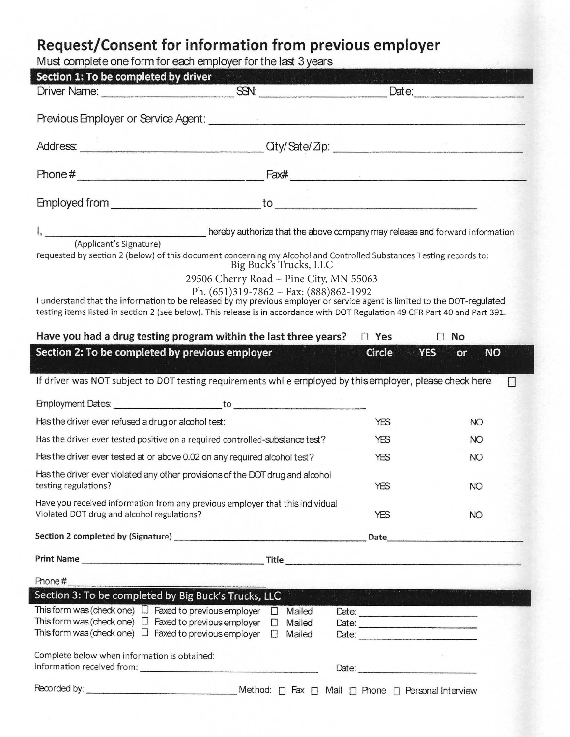# Request/Consent for information from previous employer

Must complete one form for each employer for the last 3 years

## Section 1: To be completed by driver

Driver Name: ______________________ SSN: ______________________ Date: ________________

Previous Employer or Service Agent: ______________________________________________

Address: ______________________________ City/Sate/Zip: ______________________________

Phone # ______________________________ Fax# ______________________________

Employed from ______________________ to ______________________________

I, ______________________________ hereby authorize that the above company may release and forward information
(Applicant's Signature)
requested by section 2 (below) of this document concerning my Alcohol and Controlled Substances Testing records to:

Big Buck's Trucks, LLC
29506 Cherry Road ~ Pine City, MN 55063
Ph. (651)319-7862 ~ Fax: (888)862-1992

I understand that the information to be released by my previous employer or service agent is limited to the DOT-regulated testing items listed in section 2 (see below). This release is in accordance with DOT Regulation 49 CFR Part 40 and Part 391.

**Have you had a drug testing program within the last three years?** ☐ **Yes** ☐ **No**

## Section 2: To be completed by previous employer — Circle YES or NO

If driver was NOT subject to DOT testing requirements while employed by this employer, please check here ☐

Employment Dates: ______________________ to ______________________

| | | |
|---|---|---|
| Has the driver ever refused a drug or alcohol test: | YES | NO |
| Has the driver ever tested positive on a required controlled-substance test? | YES | NO |
| Has the driver ever tested at or above 0.02 on any required alcohol test? | YES | NO |
| Has the driver ever violated any other provisions of the DOT drug and alcohol testing regulations? | YES | NO |
| Have you received information from any previous employer that this individual Violated DOT drug and alcohol regulations? | YES | NO |

**Section 2 completed by (Signature)** ______________________________ **Date** ________________

**Print Name** ______________________________ **Title** ______________________________

Phone # ______________________________

## Section 3: To be completed by Big Buck's Trucks, LLC

This form was (check one) ☐ Faxed to previous employer ☐ Mailed Date: ________________
This form was (check one) ☐ Faxed to previous employer ☐ Mailed Date: ________________
This form was (check one) ☐ Faxed to previous employer ☐ Mailed Date: ________________

Complete below when information is obtained:
Information received from: ______________________________ Date: ________________

Recorded by: ______________________________ Method: ☐ Fax ☐ Mail ☐ Phone ☐ Personal Interview